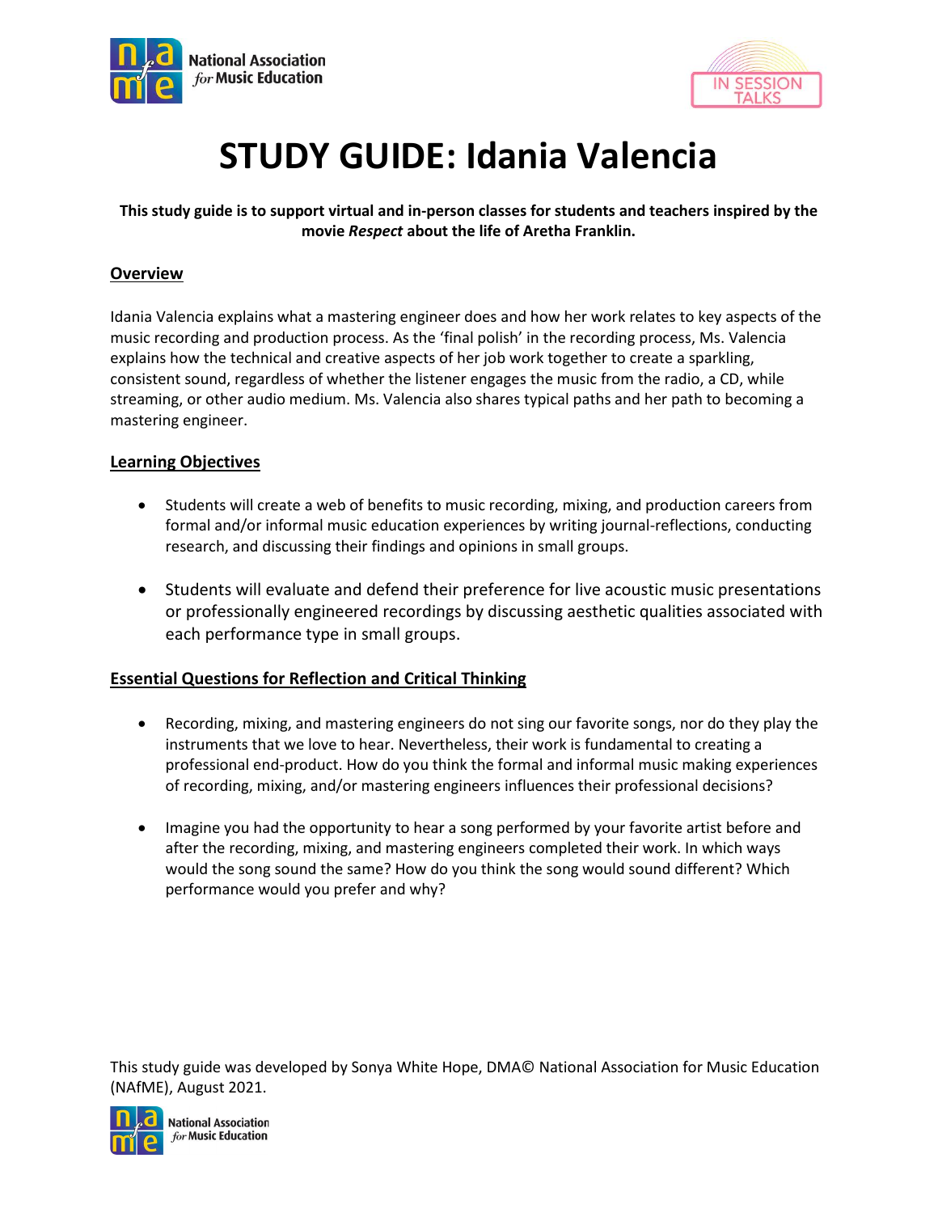# STUDY GUIDE: Idania Valencia

**This study guide is to support virtual and in-person classes for students and teachers inspired by the movie *Respect* about the life of Aretha Franklin.**

## Overview

Idania Valencia explains what a mastering engineer does and how her work relates to key aspects of the music recording and production process. As the 'final polish' in the recording process, Ms. Valencia explains how the technical and creative aspects of her job work together to create a sparkling, consistent sound, regardless of whether the listener engages the music from the radio, a CD, while streaming, or other audio medium. Ms. Valencia also shares typical paths and her path to becoming a mastering engineer.

## Learning Objectives

- Students will create a web of benefits to music recording, mixing, and production careers from formal and/or informal music education experiences by writing journal-reflections, conducting research, and discussing their findings and opinions in small groups.
- Students will evaluate and defend their preference for live acoustic music presentations or professionally engineered recordings by discussing aesthetic qualities associated with each performance type in small groups.

## Essential Questions for Reflection and Critical Thinking

- Recording, mixing, and mastering engineers do not sing our favorite songs, nor do they play the instruments that we love to hear. Nevertheless, their work is fundamental to creating a professional end-product. How do you think the formal and informal music making experiences of recording, mixing, and/or mastering engineers influences their professional decisions?
- Imagine you had the opportunity to hear a song performed by your favorite artist before and after the recording, mixing, and mastering engineers completed their work. In which ways would the song sound the same? How do you think the song would sound different? Which performance would you prefer and why?

This study guide was developed by Sonya White Hope, DMA© National Association for Music Education (NAfME), August 2021.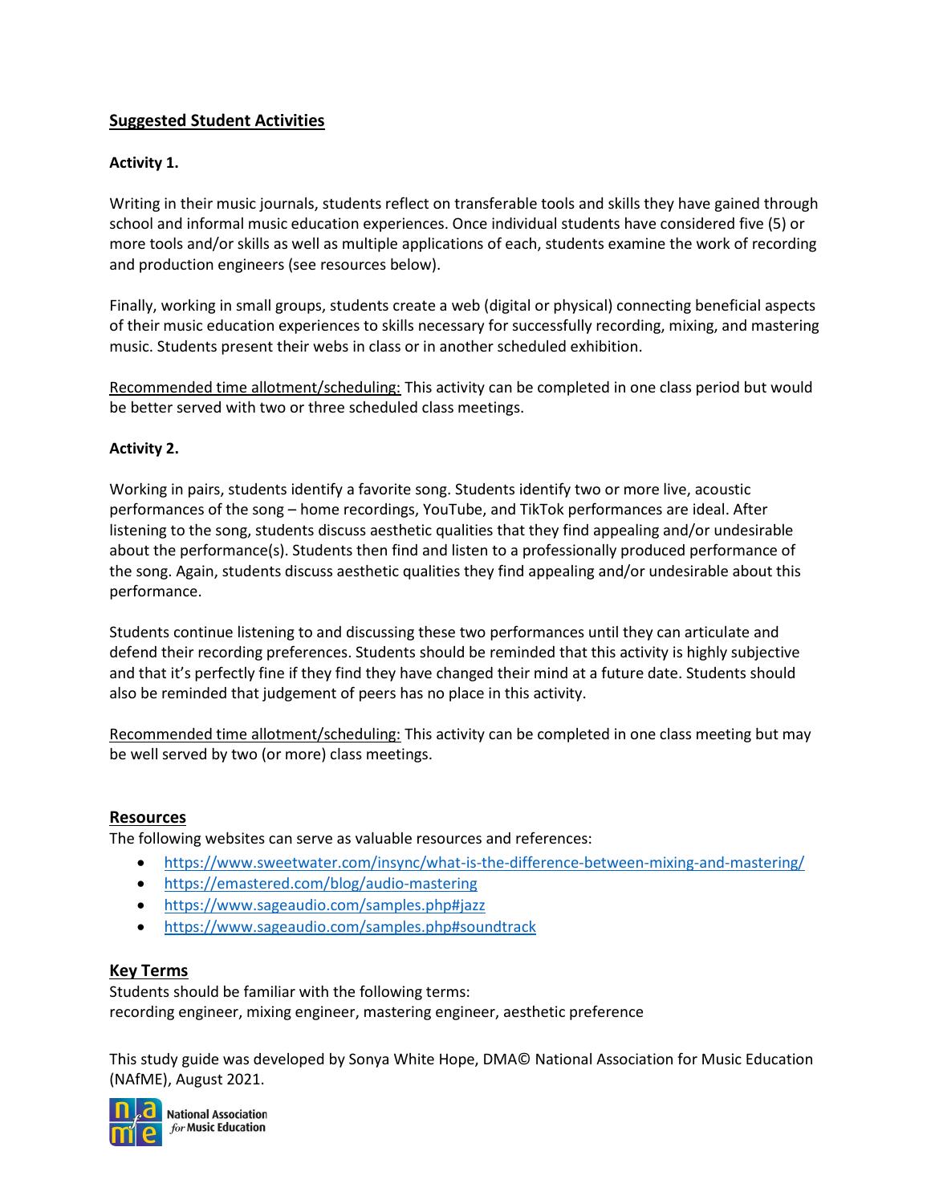## Suggested Student Activities

### Activity 1.

Writing in their music journals, students reflect on transferable tools and skills they have gained through school and informal music education experiences. Once individual students have considered five (5) or more tools and/or skills as well as multiple applications of each, students examine the work of recording and production engineers (see resources below).

Finally, working in small groups, students create a web (digital or physical) connecting beneficial aspects of their music education experiences to skills necessary for successfully recording, mixing, and mastering music. Students present their webs in class or in another scheduled exhibition.

Recommended time allotment/scheduling: This activity can be completed in one class period but would be better served with two or three scheduled class meetings.

### Activity 2.

Working in pairs, students identify a favorite song. Students identify two or more live, acoustic performances of the song – home recordings, YouTube, and TikTok performances are ideal. After listening to the song, students discuss aesthetic qualities that they find appealing and/or undesirable about the performance(s). Students then find and listen to a professionally produced performance of the song. Again, students discuss aesthetic qualities they find appealing and/or undesirable about this performance.

Students continue listening to and discussing these two performances until they can articulate and defend their recording preferences. Students should be reminded that this activity is highly subjective and that it's perfectly fine if they find they have changed their mind at a future date. Students should also be reminded that judgement of peers has no place in this activity.

Recommended time allotment/scheduling: This activity can be completed in one class meeting but may be well served by two (or more) class meetings.

## Resources

The following websites can serve as valuable resources and references:

- https://www.sweetwater.com/insync/what-is-the-difference-between-mixing-and-mastering/
- https://emastered.com/blog/audio-mastering
- https://www.sageaudio.com/samples.php#jazz
- https://www.sageaudio.com/samples.php#soundtrack

## Key Terms

Students should be familiar with the following terms:
recording engineer, mixing engineer, mastering engineer, aesthetic preference

This study guide was developed by Sonya White Hope, DMA© National Association for Music Education (NAfME), August 2021.

National Association for Music Education